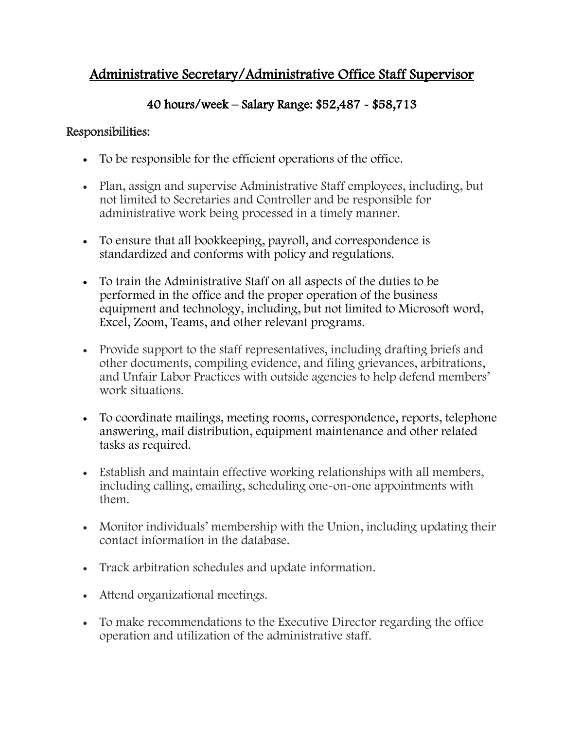# <u>Administrative Secretary/Administrative Office Staff Supervisor</u>

## 40 hours/week – Salary Range: $52,487 - $58,713

**Responsibilities:**

- To be responsible for the efficient operations of the office.
- Plan, assign and supervise Administrative Staff employees, including, but not limited to Secretaries and Controller and be responsible for administrative work being processed in a timely manner.
- To ensure that all bookkeeping, payroll, and correspondence is standardized and conforms with policy and regulations.
- To train the Administrative Staff on all aspects of the duties to be performed in the office and the proper operation of the business equipment and technology, including, but not limited to Microsoft word, Excel, Zoom, Teams, and other relevant programs.
- Provide support to the staff representatives, including drafting briefs and other documents, compiling evidence, and filing grievances, arbitrations, and Unfair Labor Practices with outside agencies to help defend members' work situations.
- To coordinate mailings, meeting rooms, correspondence, reports, telephone answering, mail distribution, equipment maintenance and other related tasks as required.
- Establish and maintain effective working relationships with all members, including calling, emailing, scheduling one-on-one appointments with them.
- Monitor individuals' membership with the Union, including updating their contact information in the database.
- Track arbitration schedules and update information.
- Attend organizational meetings.
- To make recommendations to the Executive Director regarding the office operation and utilization of the administrative staff.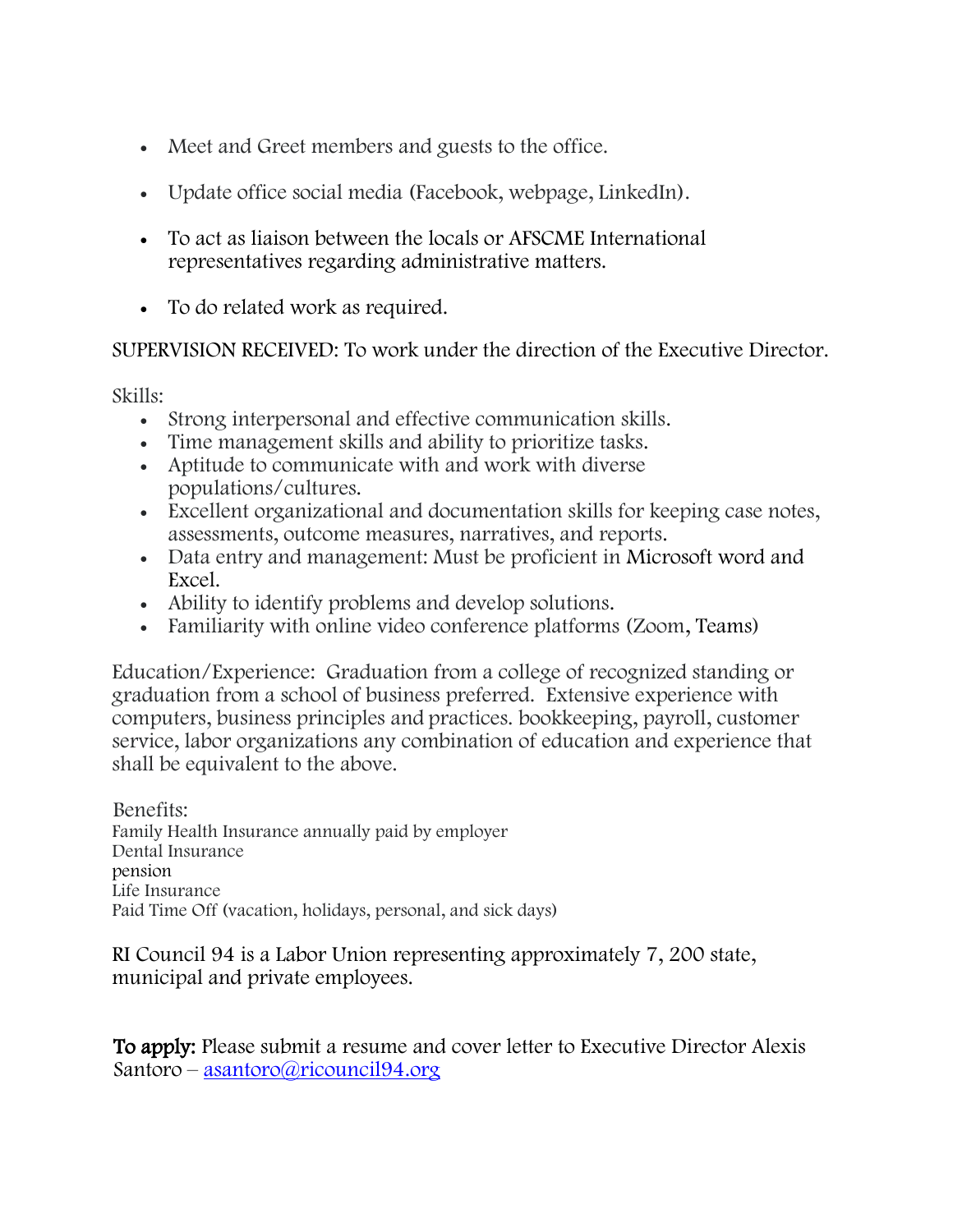- Meet and Greet members and guests to the office.

- Update office social media (Facebook, webpage, LinkedIn).

- To act as liaison between the locals or AFSCME International representatives regarding administrative matters.

- To do related work as required.

SUPERVISION RECEIVED: To work under the direction of the Executive Director.

Skills:

- Strong interpersonal and effective communication skills.
- Time management skills and ability to prioritize tasks.
- Aptitude to communicate with and work with diverse populations/cultures.
- Excellent organizational and documentation skills for keeping case notes, assessments, outcome measures, narratives, and reports.
- Data entry and management: Must be proficient in Microsoft word and Excel.
- Ability to identify problems and develop solutions.
- Familiarity with online video conference platforms (Zoom, Teams)

Education/Experience: Graduation from a college of recognized standing or graduation from a school of business preferred. Extensive experience with computers, business principles and practices. bookkeeping, payroll, customer service, labor organizations any combination of education and experience that shall be equivalent to the above.

Benefits:
Family Health Insurance annually paid by employer
Dental Insurance
pension
Life Insurance
Paid Time Off (vacation, holidays, personal, and sick days)

RI Council 94 is a Labor Union representing approximately 7, 200 state, municipal and private employees.

**To apply:** Please submit a resume and cover letter to Executive Director Alexis Santoro – asantoro@ricouncil94.org